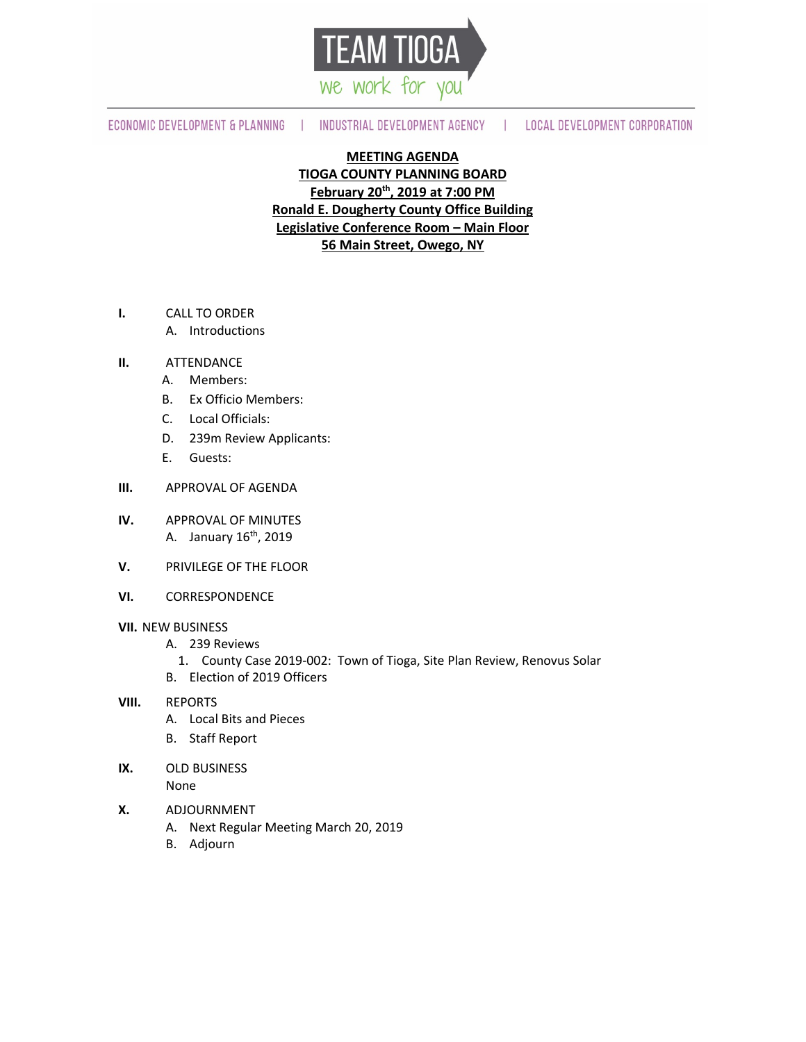TEAM TIOGA

we work for you

ECONOMIC DEVELOPMENT & PLANNING | INDUSTRIAL DEVELOPMENT AGENCY | LOCAL DEVELOPMENT CORPORATION

**MEETING AGENDA**
**TIOGA COUNTY PLANNING BOARD**
**February 20th, 2019 at 7:00 PM**
**Ronald E. Dougherty County Office Building**
**Legislative Conference Room – Main Floor**
**56 Main Street, Owego, NY**

**I.** CALL TO ORDER
- A. Introductions

**II.** ATTENDANCE
- A. Members:
- B. Ex Officio Members:
- C. Local Officials:
- D. 239m Review Applicants:
- E. Guests:

**III.** APPROVAL OF AGENDA

**IV.** APPROVAL OF MINUTES
- A. January 16th, 2019

**V.** PRIVILEGE OF THE FLOOR

**VI.** CORRESPONDENCE

**VII.** NEW BUSINESS
- A. 239 Reviews
  1. County Case 2019-002: Town of Tioga, Site Plan Review, Renovus Solar
- B. Election of 2019 Officers

**VIII.** REPORTS
- A. Local Bits and Pieces
- B. Staff Report

**IX.** OLD BUSINESS
None

**X.** ADJOURNMENT
- A. Next Regular Meeting March 20, 2019
- B. Adjourn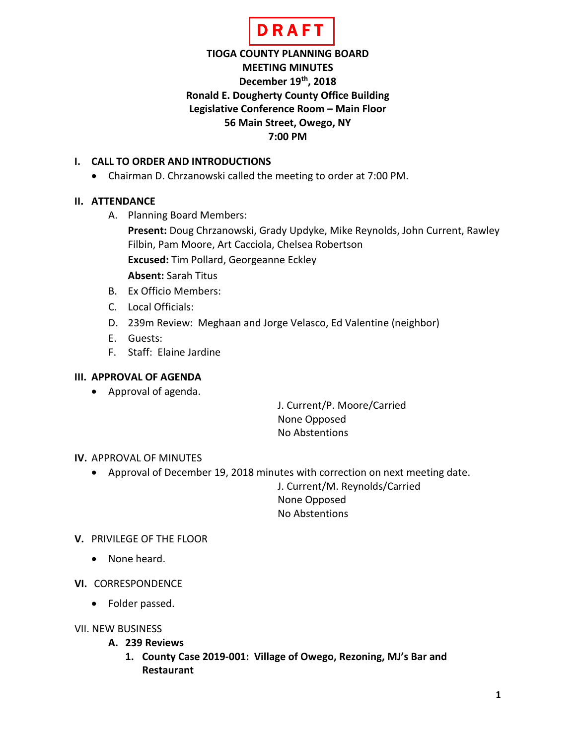**DRAFT**

**TIOGA COUNTY PLANNING BOARD**
**MEETING MINUTES**
**December 19th, 2018**
**Ronald E. Dougherty County Office Building**
**Legislative Conference Room – Main Floor**
**56 Main Street, Owego, NY**
**7:00 PM**

## I. CALL TO ORDER AND INTRODUCTIONS

- Chairman D. Chrzanowski called the meeting to order at 7:00 PM.

## II. ATTENDANCE

A. Planning Board Members:

**Present:** Doug Chrzanowski, Grady Updyke, Mike Reynolds, John Current, Rawley Filbin, Pam Moore, Art Cacciola, Chelsea Robertson

**Excused:** Tim Pollard, Georgeanne Eckley

**Absent:** Sarah Titus

B. Ex Officio Members:

C. Local Officials:

D. 239m Review: Meghaan and Jorge Velasco, Ed Valentine (neighbor)

E. Guests:

F. Staff: Elaine Jardine

## III. APPROVAL OF AGENDA

- Approval of agenda.

J. Current/P. Moore/Carried
None Opposed
No Abstentions

## IV. APPROVAL OF MINUTES

- Approval of December 19, 2018 minutes with correction on next meeting date.

J. Current/M. Reynolds/Carried
None Opposed
No Abstentions

## V. PRIVILEGE OF THE FLOOR

- None heard.

## VI. CORRESPONDENCE

- Folder passed.

## VII. NEW BUSINESS

### A. 239 Reviews

#### 1. County Case 2019-001: Village of Owego, Rezoning, MJ's Bar and Restaurant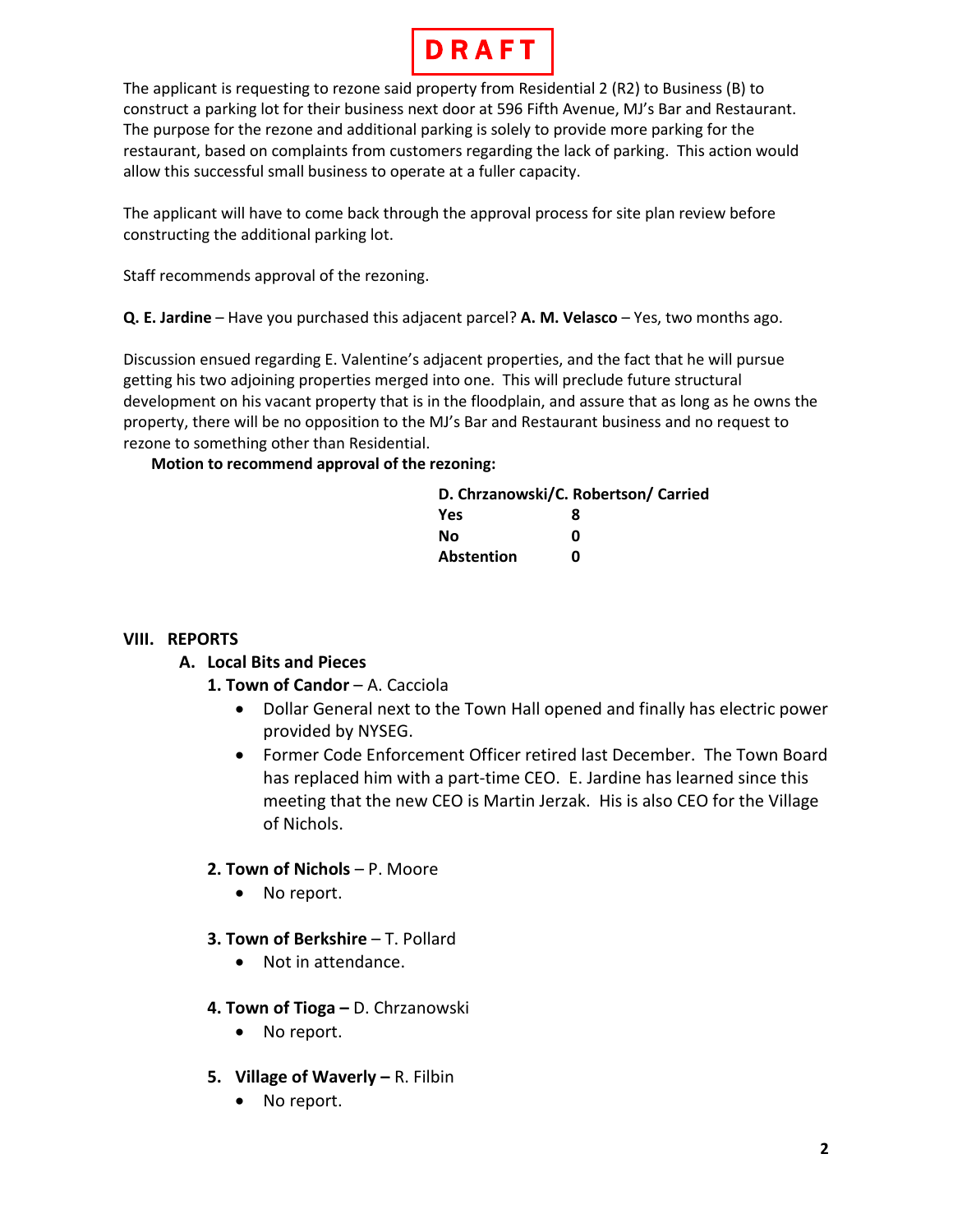**DRAFT**

The applicant is requesting to rezone said property from Residential 2 (R2) to Business (B) to construct a parking lot for their business next door at 596 Fifth Avenue, MJ's Bar and Restaurant. The purpose for the rezone and additional parking is solely to provide more parking for the restaurant, based on complaints from customers regarding the lack of parking. This action would allow this successful small business to operate at a fuller capacity.

The applicant will have to come back through the approval process for site plan review before constructing the additional parking lot.

Staff recommends approval of the rezoning.

**Q. E. Jardine** – Have you purchased this adjacent parcel? **A. M. Velasco** – Yes, two months ago.

Discussion ensued regarding E. Valentine's adjacent properties, and the fact that he will pursue getting his two adjoining properties merged into one. This will preclude future structural development on his vacant property that is in the floodplain, and assure that as long as he owns the property, there will be no opposition to the MJ's Bar and Restaurant business and no request to rezone to something other than Residential.

**Motion to recommend approval of the rezoning:**

| **D. Chrzanowski/C. Robertson/ Carried** | |
|---|---|
| **Yes** | **8** |
| **No** | **0** |
| **Abstention** | **0** |

## VIII. REPORTS

### A. Local Bits and Pieces

**1. Town of Candor** – A. Cacciola

- Dollar General next to the Town Hall opened and finally has electric power provided by NYSEG.
- Former Code Enforcement Officer retired last December. The Town Board has replaced him with a part-time CEO. E. Jardine has learned since this meeting that the new CEO is Martin Jerzak. His is also CEO for the Village of Nichols.

**2. Town of Nichols** – P. Moore

- No report.

**3. Town of Berkshire** – T. Pollard

- Not in attendance.

**4. Town of Tioga –** D. Chrzanowski

- No report.

**5. Village of Waverly –** R. Filbin

- No report.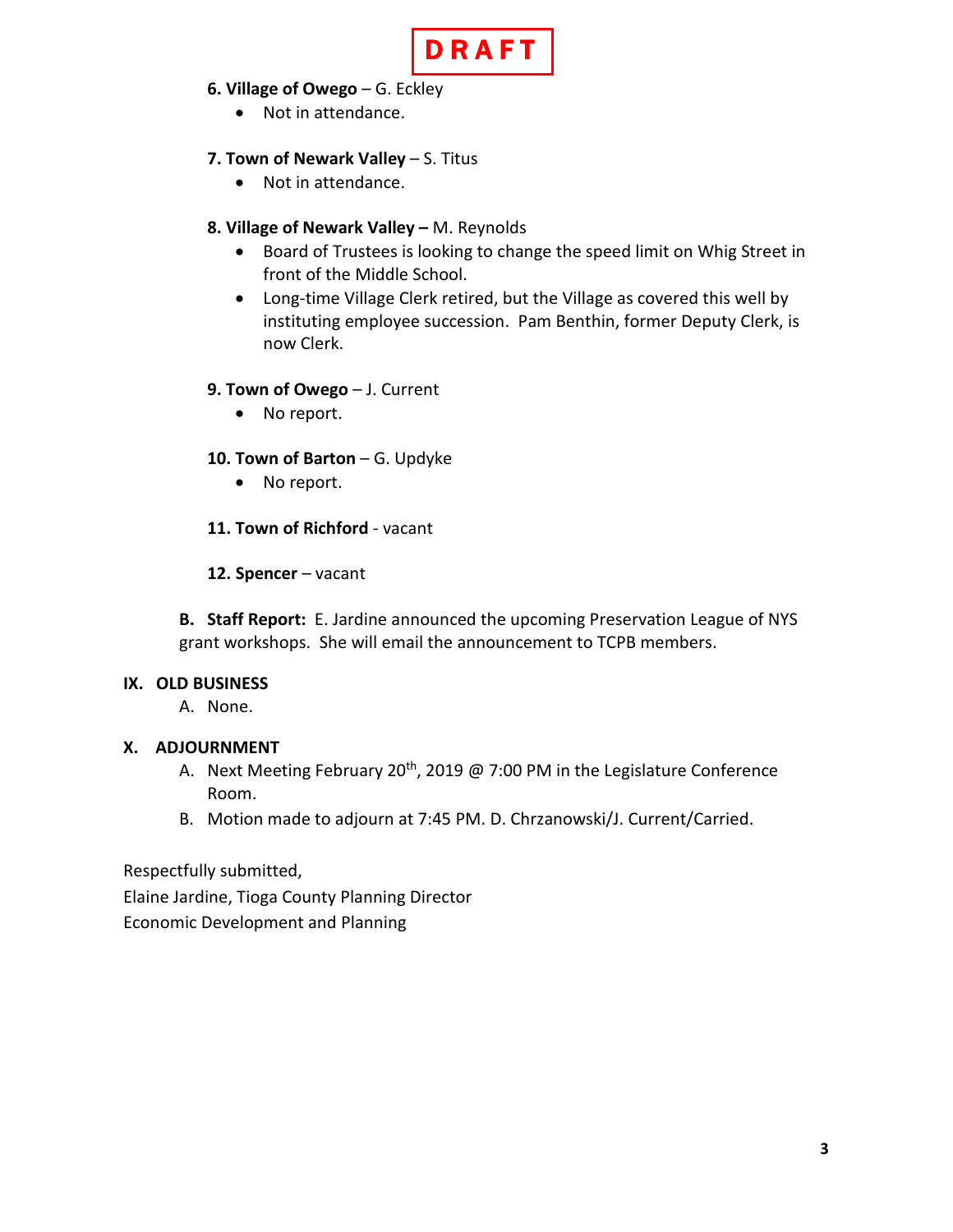**DRAFT**

**6. Village of Owego** – G. Eckley

- Not in attendance.

**7. Town of Newark Valley** – S. Titus

- Not in attendance.

**8. Village of Newark Valley –** M. Reynolds

- Board of Trustees is looking to change the speed limit on Whig Street in front of the Middle School.
- Long-time Village Clerk retired, but the Village as covered this well by instituting employee succession. Pam Benthin, former Deputy Clerk, is now Clerk.

**9. Town of Owego** – J. Current

- No report.

**10. Town of Barton** – G. Updyke

- No report.

**11. Town of Richford** - vacant

**12. Spencer** – vacant

**B. Staff Report:** E. Jardine announced the upcoming Preservation League of NYS grant workshops. She will email the announcement to TCPB members.

## IX. OLD BUSINESS

A. None.

## X. ADJOURNMENT

A. Next Meeting February 20th, 2019 @ 7:00 PM in the Legislature Conference Room.

B. Motion made to adjourn at 7:45 PM. D. Chrzanowski/J. Current/Carried.

Respectfully submitted,
Elaine Jardine, Tioga County Planning Director
Economic Development and Planning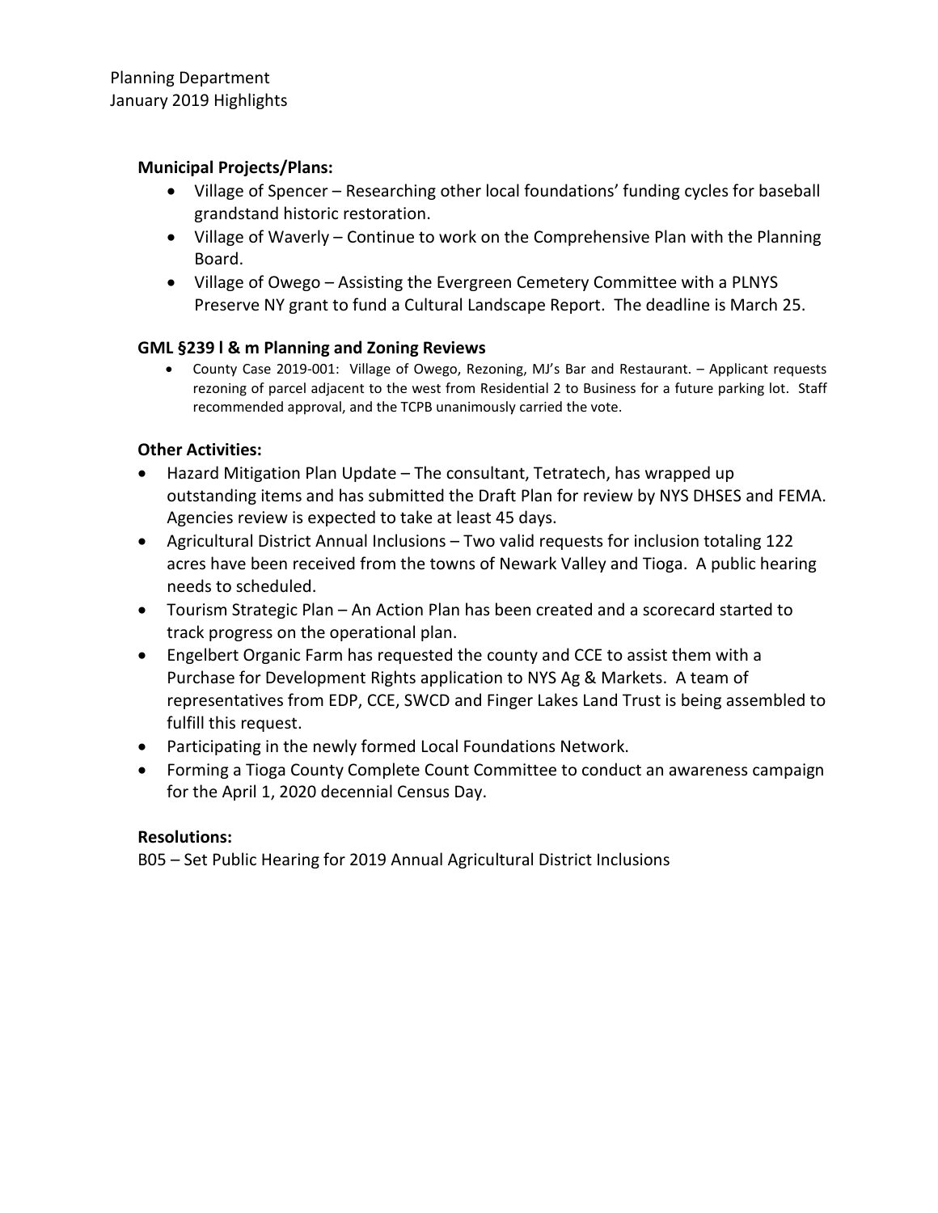Planning Department
January 2019 Highlights

**Municipal Projects/Plans:**

- Village of Spencer – Researching other local foundations' funding cycles for baseball grandstand historic restoration.
- Village of Waverly – Continue to work on the Comprehensive Plan with the Planning Board.
- Village of Owego – Assisting the Evergreen Cemetery Committee with a PLNYS Preserve NY grant to fund a Cultural Landscape Report. The deadline is March 25.

**GML §239 l & m Planning and Zoning Reviews**

- County Case 2019-001: Village of Owego, Rezoning, MJ's Bar and Restaurant. – Applicant requests rezoning of parcel adjacent to the west from Residential 2 to Business for a future parking lot. Staff recommended approval, and the TCPB unanimously carried the vote.

**Other Activities:**

- Hazard Mitigation Plan Update – The consultant, Tetratech, has wrapped up outstanding items and has submitted the Draft Plan for review by NYS DHSES and FEMA. Agencies review is expected to take at least 45 days.
- Agricultural District Annual Inclusions – Two valid requests for inclusion totaling 122 acres have been received from the towns of Newark Valley and Tioga. A public hearing needs to scheduled.
- Tourism Strategic Plan – An Action Plan has been created and a scorecard started to track progress on the operational plan.
- Engelbert Organic Farm has requested the county and CCE to assist them with a Purchase for Development Rights application to NYS Ag & Markets. A team of representatives from EDP, CCE, SWCD and Finger Lakes Land Trust is being assembled to fulfill this request.
- Participating in the newly formed Local Foundations Network.
- Forming a Tioga County Complete Count Committee to conduct an awareness campaign for the April 1, 2020 decennial Census Day.

**Resolutions:**

B05 – Set Public Hearing for 2019 Annual Agricultural District Inclusions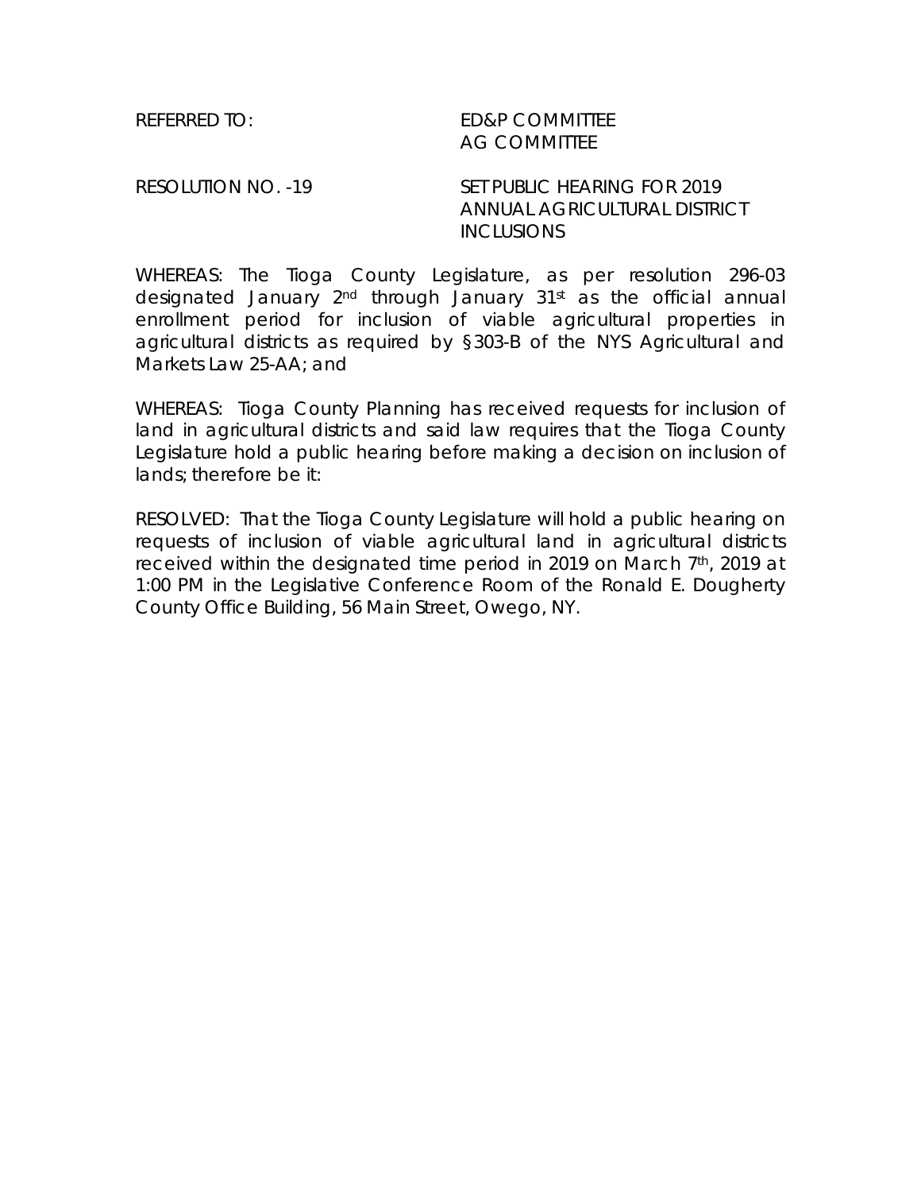REFERRED TO: ED&P COMMITTEE
AG COMMITTEE

RESOLUTION NO. -19 SET PUBLIC HEARING FOR 2019 ANNUAL AGRICULTURAL DISTRICT INCLUSIONS

WHEREAS: The Tioga County Legislature, as per resolution 296-03 designated January 2nd through January 31st as the official annual enrollment period for inclusion of viable agricultural properties in agricultural districts as required by §303-B of the NYS Agricultural and Markets Law 25-AA; and

WHEREAS: Tioga County Planning has received requests for inclusion of land in agricultural districts and said law requires that the Tioga County Legislature hold a public hearing before making a decision on inclusion of lands; therefore be it:

RESOLVED: That the Tioga County Legislature will hold a public hearing on requests of inclusion of viable agricultural land in agricultural districts received within the designated time period in 2019 on March 7th, 2019 at 1:00 PM in the Legislative Conference Room of the Ronald E. Dougherty County Office Building, 56 Main Street, Owego, NY.